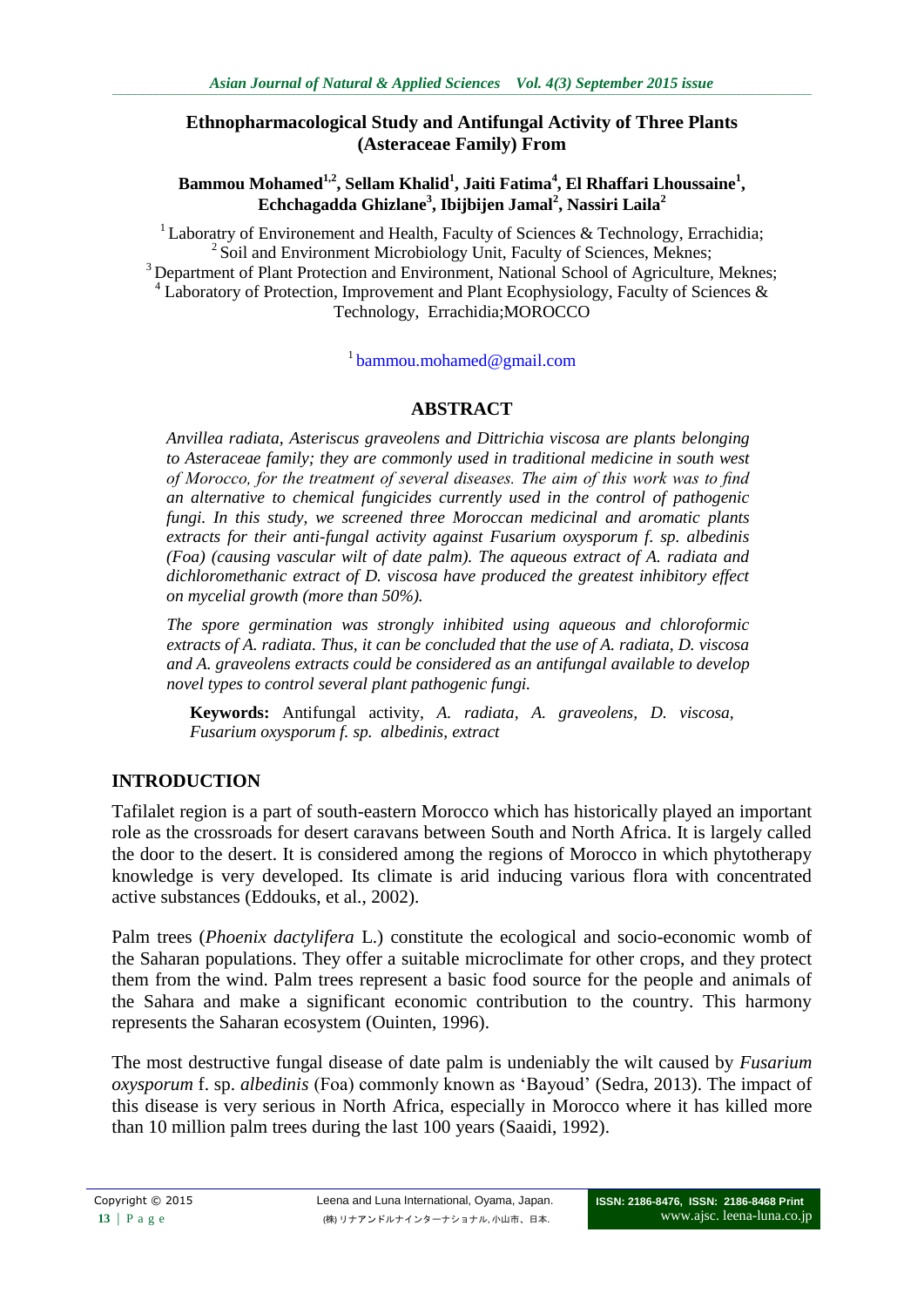# Ethnopharmacological Study and Antifungal Activity of Three Plants (Asteraceae Family) From

**Bammou Mohamed[1,2], Sellam Khalid[1], Jaiti Fatima[4], El Rhaffari Lhoussaine[1], Echchagadda Ghizlane[3], Ibijbijen Jamal[2], Nassiri Laila[2]**

[1] Laboratry of Environement and Health, Faculty of Sciences & Technology, Errachidia;
[2] Soil and Environment Microbiology Unit, Faculty of Sciences, Meknes;
[3] Department of Plant Protection and Environment, National School of Agriculture, Meknes;
[4] Laboratory of Protection, Improvement and Plant Ecophysiology, Faculty of Sciences & Technology, Errachidia;MOROCCO

[1] bammou.mohamed@gmail.com

## ABSTRACT

*Anvillea radiata, Asteriscus graveolens and Dittrichia viscosa are plants belonging to Asteraceae family; they are commonly used in traditional medicine in south west of Morocco, for the treatment of several diseases. The aim of this work was to find an alternative to chemical fungicides currently used in the control of pathogenic fungi. In this study, we screened three Moroccan medicinal and aromatic plants extracts for their anti-fungal activity against Fusarium oxysporum f. sp. albedinis (Foa) (causing vascular wilt of date palm). The aqueous extract of A. radiata and dichloromethanic extract of D. viscosa have produced the greatest inhibitory effect on mycelial growth (more than 50%).*

*The spore germination was strongly inhibited using aqueous and chloroformic extracts of A. radiata. Thus, it can be concluded that the use of A. radiata, D. viscosa and A. graveolens extracts could be considered as an antifungal available to develop novel types to control several plant pathogenic fungi.*

**Keywords:** Antifungal activity, *A. radiata, A. graveolens, D. viscosa, Fusarium oxysporum f. sp. albedinis*, extract

## INTRODUCTION

Tafilalet region is a part of south-eastern Morocco which has historically played an important role as the crossroads for desert caravans between South and North Africa. It is largely called the door to the desert. It is considered among the regions of Morocco in which phytotherapy knowledge is very developed. Its climate is arid inducing various flora with concentrated active substances (Eddouks, et al., 2002).

Palm trees (*Phoenix dactylifera* L.) constitute the ecological and socio-economic womb of the Saharan populations. They offer a suitable microclimate for other crops, and they protect them from the wind. Palm trees represent a basic food source for the people and animals of the Sahara and make a significant economic contribution to the country. This harmony represents the Saharan ecosystem (Ouinten, 1996).

The most destructive fungal disease of date palm is undeniably the wilt caused by *Fusarium oxysporum* f. sp. *albedinis* (Foa) commonly known as 'Bayoud' (Sedra, 2013). The impact of this disease is very serious in North Africa, especially in Morocco where it has killed more than 10 million palm trees during the last 100 years (Saaidi, 1992).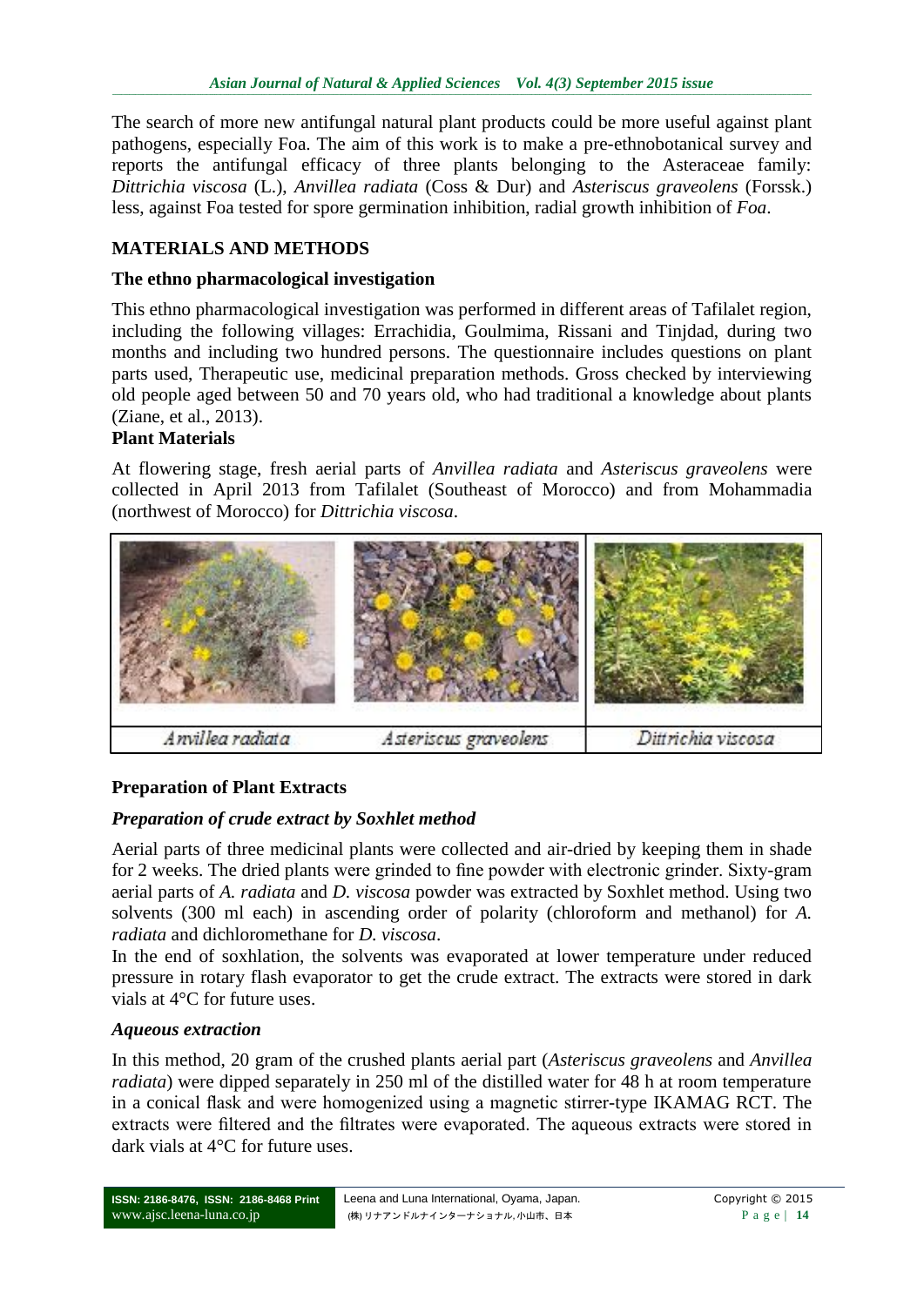The search of more new antifungal natural plant products could be more useful against plant pathogens, especially Foa. The aim of this work is to make a pre-ethnobotanical survey and reports the antifungal efficacy of three plants belonging to the Asteraceae family: *Dittrichia viscosa* (L.), *Anvillea radiata* (Coss & Dur) and *Asteriscus graveolens* (Forssk.) less, against Foa tested for spore germination inhibition, radial growth inhibition of *Foa*.

## MATERIALS AND METHODS

### The ethno pharmacological investigation

This ethno pharmacological investigation was performed in different areas of Tafilalet region, including the following villages: Errachidia, Goulmima, Rissani and Tinjdad, during two months and including two hundred persons. The questionnaire includes questions on plant parts used, Therapeutic use, medicinal preparation methods. Gross checked by interviewing old people aged between 50 and 70 years old, who had traditional a knowledge about plants (Ziane, et al., 2013).

### Plant Materials

At flowering stage, fresh aerial parts of *Anvillea radiata* and *Asteriscus graveolens* were collected in April 2013 from Tafilalet (Southeast of Morocco) and from Mohammadia (northwest of Morocco) for *Dittrichia viscosa*.

*Anvillea radiata* | *Asteriscus graveolens* | *Dittrichia viscosa*

### Preparation of Plant Extracts

#### *Preparation of crude extract by Soxhlet method*

Aerial parts of three medicinal plants were collected and air-dried by keeping them in shade for 2 weeks. The dried plants were grinded to fine powder with electronic grinder. Sixty-gram aerial parts of *A. radiata* and *D. viscosa* powder was extracted by Soxhlet method. Using two solvents (300 ml each) in ascending order of polarity (chloroform and methanol) for *A. radiata* and dichloromethane for *D. viscosa*.

In the end of soxhlation, the solvents was evaporated at lower temperature under reduced pressure in rotary flash evaporator to get the crude extract. The extracts were stored in dark vials at 4°C for future uses.

#### *Aqueous extraction*

In this method, 20 gram of the crushed plants aerial part (*Asteriscus graveolens* and *Anvillea radiata*) were dipped separately in 250 ml of the distilled water for 48 h at room temperature in a conical flask and were homogenized using a magnetic stirrer-type IKAMAG RCT. The extracts were filtered and the filtrates were evaporated. The aqueous extracts were stored in dark vials at 4°C for future uses.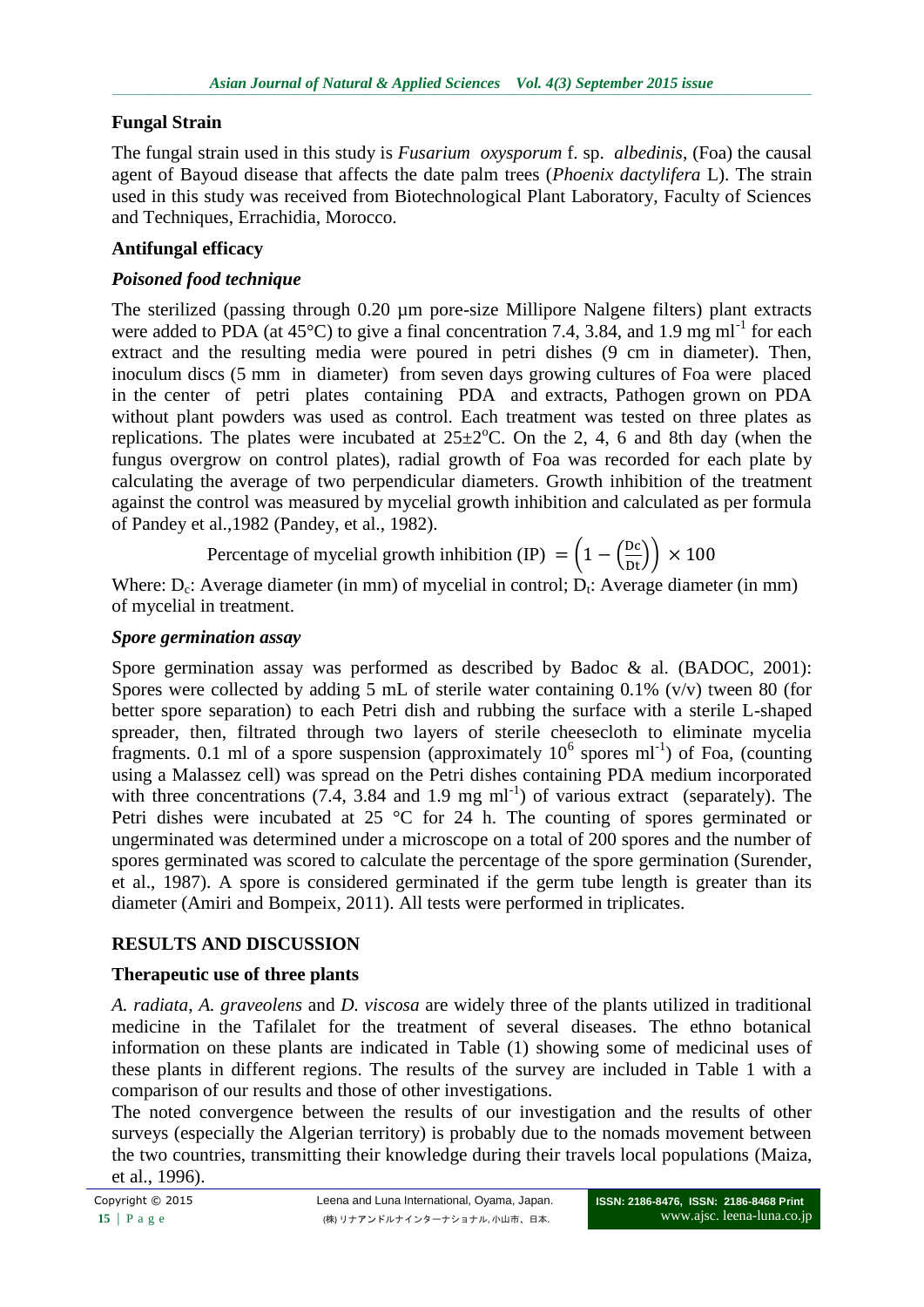## Fungal Strain

The fungal strain used in this study is *Fusarium oxysporum* f. sp. *albedinis*, (Foa) the causal agent of Bayoud disease that affects the date palm trees (*Phoenix dactylifera* L). The strain used in this study was received from Biotechnological Plant Laboratory, Faculty of Sciences and Techniques, Errachidia, Morocco.

## Antifungal efficacy

### *Poisoned food technique*

The sterilized (passing through 0.20 µm pore-size Millipore Nalgene filters) plant extracts were added to PDA (at 45°C) to give a final concentration 7.4, 3.84, and 1.9 mg $ml^{-1}$ for each extract and the resulting media were poured in petri dishes (9 cm in diameter). Then, inoculum discs (5 mm in diameter) from seven days growing cultures of Foa were placed in the center of petri plates containing PDA and extracts, Pathogen grown on PDA without plant powders was used as control. Each treatment was tested on three plates as replications. The plates were incubated at $25\pm2^{o}C$. On the 2, 4, 6 and 8th day (when the fungus overgrow on control plates), radial growth of Foa was recorded for each plate by calculating the average of two perpendicular diameters. Growth inhibition of the treatment against the control was measured by mycelial growth inhibition and calculated as per formula of Pandey et al.,1982 (Pandey, et al., 1982).

$$\text{Percentage of mycelial growth inhibition (IP)} = \left(1 - \left(\frac{Dc}{Dt}\right)\right) \times 100$$

Where: $D_c$: Average diameter (in mm) of mycelial in control; $D_t$: Average diameter (in mm) of mycelial in treatment.

### *Spore germination assay*

Spore germination assay was performed as described by Badoc & al. (BADOC, 2001): Spores were collected by adding 5 mL of sterile water containing 0.1% (v/v) tween 80 (for better spore separation) to each Petri dish and rubbing the surface with a sterile L-shaped spreader, then, filtrated through two layers of sterile cheesecloth to eliminate mycelia fragments. 0.1 ml of a spore suspension (approximately $10^6$ spores $ml^{-1}$) of Foa, (counting using a Malassez cell) was spread on the Petri dishes containing PDA medium incorporated with three concentrations (7.4, 3.84 and 1.9 mg $ml^{-1}$) of various extract (separately). The Petri dishes were incubated at 25 °C for 24 h. The counting of spores germinated or ungerminated was determined under a microscope on a total of 200 spores and the number of spores germinated was scored to calculate the percentage of the spore germination (Surender, et al., 1987). A spore is considered germinated if the germ tube length is greater than its diameter (Amiri and Bompeix, 2011). All tests were performed in triplicates.

# RESULTS AND DISCUSSION

## Therapeutic use of three plants

*A. radiata*, *A. graveolens* and *D. viscosa* are widely three of the plants utilized in traditional medicine in the Tafilalet for the treatment of several diseases. The ethno botanical information on these plants are indicated in Table (1) showing some of medicinal uses of these plants in different regions. The results of the survey are included in Table 1 with a comparison of our results and those of other investigations.

The noted convergence between the results of our investigation and the results of other surveys (especially the Algerian territory) is probably due to the nomads movement between the two countries, transmitting their knowledge during their travels local populations (Maiza, et al., 1996).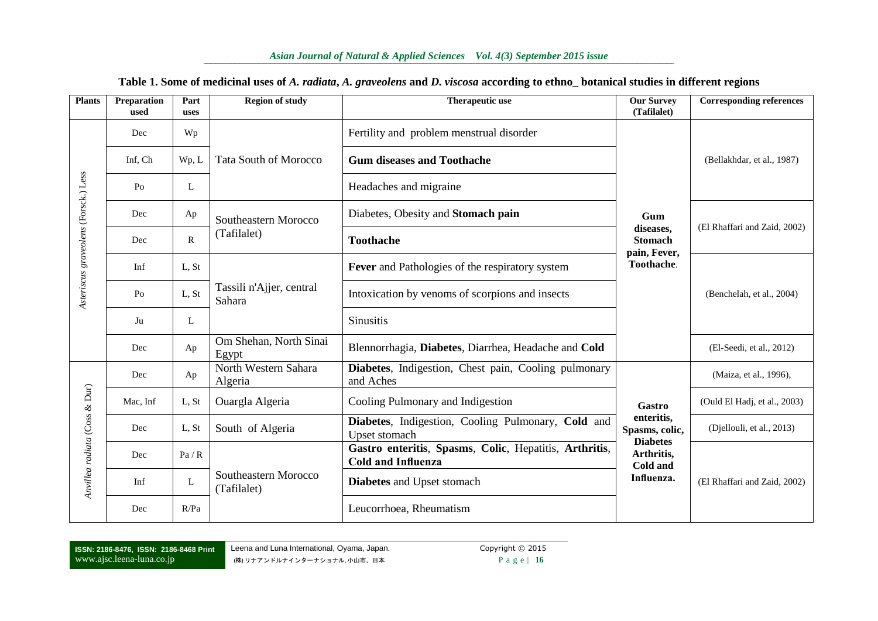**Table 1. Some of medicinal uses of *A. radiata*, *A. graveolens* and *D. viscosa* according to ethno_ botanical studies in different regions**

| Plants | Preparation used | Part uses | Region of study | Therapeutic use | Our Survey (Tafilalet) | Corresponding references |
|---|---|---|---|---|---|---|
| *Asteriscus graveolens* (Forsck.) Less | Dec | Wp | Tata South of Morocco | Fertility and problem menstrual disorder | **Gum diseases, Stomach pain, Fever, Toothache**. | (Bellakhdar, et al., 1987) |
| | Inf, Ch | Wp, L | | **Gum diseases and Toothache** | | |
| | Po | L | | Headaches and migraine | | |
| | Dec | Ap | Southeastern Morocco (Tafilalet) | Diabetes, Obesity and **Stomach pain** | | (El Rhaffari and Zaid, 2002) |
| | Dec | R | | **Toothache** | | |
| | Inf | L, St | Tassili n'Ajjer, central Sahara | **Fever** and Pathologies of the respiratory system | | (Benchelah, et al., 2004) |
| | Po | L, St | | Intoxication by venoms of scorpions and insects | | |
| | Ju | L | | Sinusitis | | |
| | Dec | Ap | Om Shehan, North Sinai Egypt | Blennorrhagia, **Diabetes**, Diarrhea, Headache and **Cold** | | (El-Seedi, et al., 2012) |
| *Anvillea radiata* (Coss & Dur) | Dec | Ap | North Western Sahara Algeria | **Diabetes**, Indigestion, Chest pain, Cooling pulmonary and Aches | **Gastro enteritis, Spasms, colic, Diabetes Arthritis, Cold and Influenza.** | (Maiza, et al., 1996), |
| | Mac, Inf | L, St | Ouargla Algeria | Cooling Pulmonary and Indigestion | | (Ould El Hadj, et al., 2003) |
| | Dec | L, St | South of Algeria | **Diabetes**, Indigestion, Cooling Pulmonary, **Cold** and Upset stomach | | (Djellouli, et al., 2013) |
| | Dec | Pa / R | Southeastern Morocco (Tafilalet) | **Gastro enteritis**, **Spasms**, **Colic**, Hepatitis, **Arthritis**, **Cold and Influenza** | | (El Rhaffari and Zaid, 2002) |
| | Inf | L | | **Diabetes** and Upset stomach | | |
| | Dec | R/Pa | | Leucorrhoea, Rheumatism | | |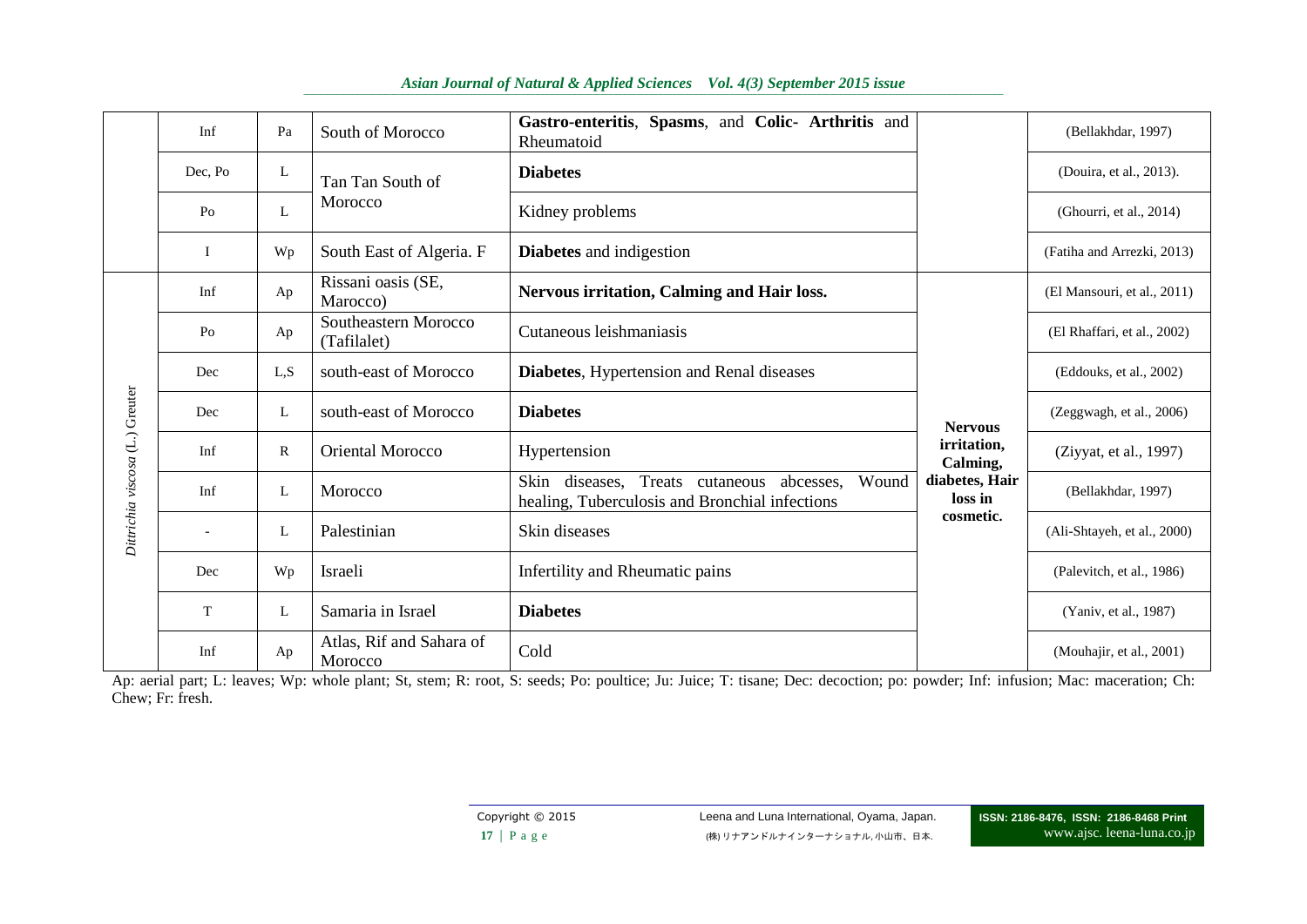| | | | | | | |
|---|---|---|---|---|---|---|
| | Inf | Pa | South of Morocco | **Gastro-enteritis**, **Spasms**, and **Colic**- **Arthritis** and Rheumatoid | | (Bellakhdar, 1997) |
| | Dec, Po | L | Tan Tan South of Morocco | **Diabetes** | | (Douira, et al., 2013). |
| | Po | L | | Kidney problems | | (Ghourri, et al., 2014) |
| | I | Wp | South East of Algeria. F | **Diabetes** and indigestion | | (Fatiha and Arrezki, 2013) |
| *Dittrichia viscosa* (L.) Greuter | Inf | Ap | Rissani oasis (SE, Marocco) | **Nervous irritation, Calming and Hair loss.** | **Nervous irritation, Calming, diabetes, Hair loss in cosmetic.** | (El Mansouri, et al., 2011) |
| | Po | Ap | Southeastern Morocco (Tafilalet) | Cutaneous leishmaniasis | | (El Rhaffari, et al., 2002) |
| | Dec | L,S | south-east of Morocco | **Diabetes**, Hypertension and Renal diseases | | (Eddouks, et al., 2002) |
| | Dec | L | south-east of Morocco | **Diabetes** | | (Zeggwagh, et al., 2006) |
| | Inf | R | Oriental Morocco | Hypertension | | (Ziyyat, et al., 1997) |
| | Inf | L | Morocco | Skin diseases, Treats cutaneous abcesses, Wound healing, Tuberculosis and Bronchial infections | | (Bellakhdar, 1997) |
| | - | L | Palestinian | Skin diseases | | (Ali-Shtayeh, et al., 2000) |
| | Dec | Wp | Israeli | Infertility and Rheumatic pains | | (Palevitch, et al., 1986) |
| | T | L | Samaria in Israel | **Diabetes** | | (Yaniv, et al., 1987) |
| | Inf | Ap | Atlas, Rif and Sahara of Morocco | Cold | | (Mouhajir, et al., 2001) |

Ap: aerial part; L: leaves; Wp: whole plant; St, stem; R: root, S: seeds; Po: poultice; Ju: Juice; T: tisane; Dec: decoction; po: powder; Inf: infusion; Mac: maceration; Ch: Chew; Fr: fresh.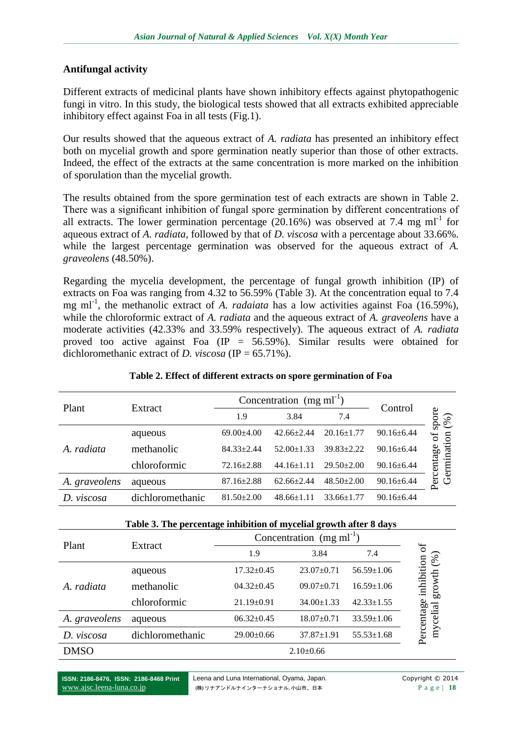## Antifungal activity

Different extracts of medicinal plants have shown inhibitory effects against phytopathogenic fungi in vitro. In this study, the biological tests showed that all extracts exhibited appreciable inhibitory effect against Foa in all tests (Fig.1).

Our results showed that the aqueous extract of *A. radiata* has presented an inhibitory effect both on mycelial growth and spore germination neatly superior than those of other extracts. Indeed, the effect of the extracts at the same concentration is more marked on the inhibition of sporulation than the mycelial growth.

The results obtained from the spore germination test of each extracts are shown in Table 2. There was a significant inhibition of fungal spore germination by different concentrations of all extracts. The lower germination percentage (20.16%) was observed at 7.4 mg $ml^{-1}$ for aqueous extract of *A. radiata*, followed by that of *D. viscosa* with a percentage about 33.66%. while the largest percentage germination was observed for the aqueous extract of *A. graveolens* (48.50%).

Regarding the mycelia development, the percentage of fungal growth inhibition (IP) of extracts on Foa was ranging from 4.32 to 56.59% (Table 3). At the concentration equal to 7.4 mg $ml^{-1}$, the methanolic extract of *A. radaiata* has a low activities against Foa (16.59%), while the chloroformic extract of *A. radiata* and the aqueous extract of *A. graveolens* have a moderate activities (42.33% and 33.59% respectively). The aqueous extract of *A. radiata* proved too active against Foa (IP = 56.59%). Similar results were obtained for dichloromethanic extract of *D. viscosa* (IP = 65.71%).

**Table 2. Effect of different extracts on spore germination of Foa**

| Plant | Extract | Concentration (mg $ml^{-1}$) | | | Control | |
|---|---|---|---|---|---|---|
| | | 1.9 | 3.84 | 7.4 | | |
| *A. radiata* | aqueous | 69.00±4.00 | 42.66±2.44 | 20.16±1.77 | 90.16±6.44 | Percentage of spore Germination (%) |
| | methanolic | 84.33±2.44 | 52.00±1.33 | 39.83±2.22 | 90.16±6.44 | |
| | chloroformic | 72.16±2.88 | 44.16±1.11 | 29.50±2.00 | 90.16±6.44 | |
| *A. graveolens* | aqueous | 87.16±2.88 | 62.66±2.44 | 48.50±2.00 | 90.16±6.44 | |
| *D. viscosa* | dichloromethanic | 81.50±2.00 | 48.66±1.11 | 33.66±1.77 | 90.16±6.44 | |

**Table 3. The percentage inhibition of mycelial growth after 8 days**

| Plant | Extract | Concentration (mg $ml^{-1}$) | | | |
|---|---|---|---|---|---|
| | | 1.9 | 3.84 | 7.4 | |
| *A. radiata* | aqueous | 17.32±0.45 | 23.07±0.71 | 56.59±1.06 | Percentage inhibition of mycelial growth (%) |
| | methanolic | 04.32±0.45 | 09.07±0.71 | 16.59±1.06 | |
| | chloroformic | 21.19±0.91 | 34.00±1.33 | 42.33±1.55 | |
| *A. graveolens* | aqueous | 06.32±0.45 | 18.07±0.71 | 33.59±1.06 | |
| *D. viscosa* | dichloromethanic | 29.00±0.66 | 37.87±1.91 | 55.53±1.68 | |
| DMSO | | 2.10±0.66 | | | |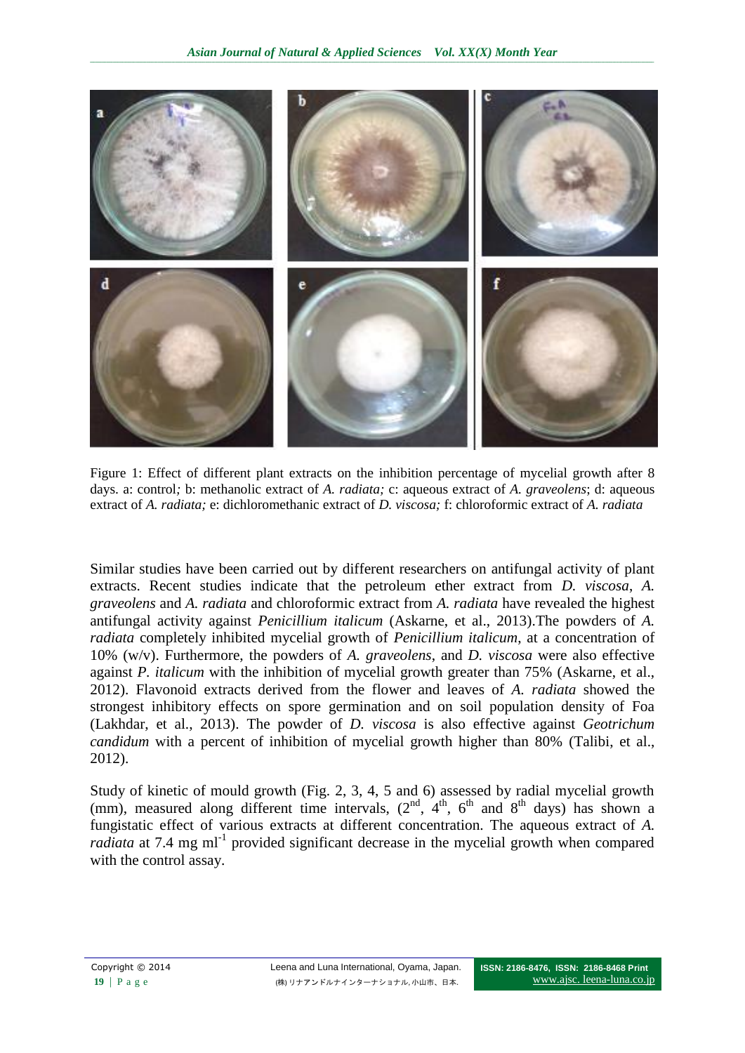Figure 1: Effect of different plant extracts on the inhibition percentage of mycelial growth after 8 days. a: control*;* b: methanolic extract of *A. radiata;* c: aqueous extract of *A. graveolens*; d: aqueous extract of *A. radiata;* e: dichloromethanic extract of *D. viscosa;* f: chloroformic extract of *A. radiata*

Similar studies have been carried out by different researchers on antifungal activity of plant extracts. Recent studies indicate that the petroleum ether extract from *D. viscosa*, *A. graveolens* and *A. radiata* and chloroformic extract from *A. radiata* have revealed the highest antifungal activity against *Penicillium italicum* (Askarne, et al., 2013).The powders of *A. radiata* completely inhibited mycelial growth of *Penicillium italicum*, at a concentration of 10% (w/v). Furthermore, the powders of *A. graveolens*, and *D. viscosa* were also effective against *P. italicum* with the inhibition of mycelial growth greater than 75% (Askarne, et al., 2012). Flavonoid extracts derived from the flower and leaves of *A. radiata* showed the strongest inhibitory effects on spore germination and on soil population density of Foa (Lakhdar, et al., 2013). The powder of *D. viscosa* is also effective against *Geotrichum candidum* with a percent of inhibition of mycelial growth higher than 80% (Talibi, et al., 2012).

Study of kinetic of mould growth (Fig. 2, 3, 4, 5 and 6) assessed by radial mycelial growth (mm), measured along different time intervals, ($2^{nd}$, $4^{th}$, $6^{th}$ and $8^{th}$ days) has shown a fungistatic effect of various extracts at different concentration. The aqueous extract of *A. radiata* at 7.4 mg $ml^{-1}$ provided significant decrease in the mycelial growth when compared with the control assay.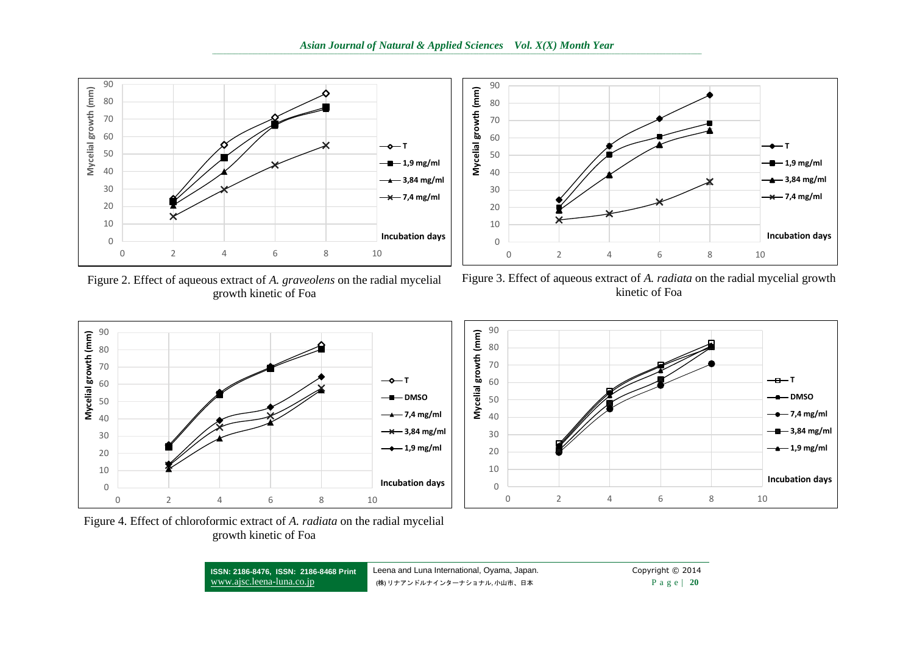Figure 2. Effect of aqueous extract of *A. graveolens* on the radial mycelial growth kinetic of Foa

Figure 3. Effect of aqueous extract of *A. radiata* on the radial mycelial growth kinetic of Foa

Figure 4. Effect of chloroformic extract of *A. radiata* on the radial mycelial growth kinetic of Foa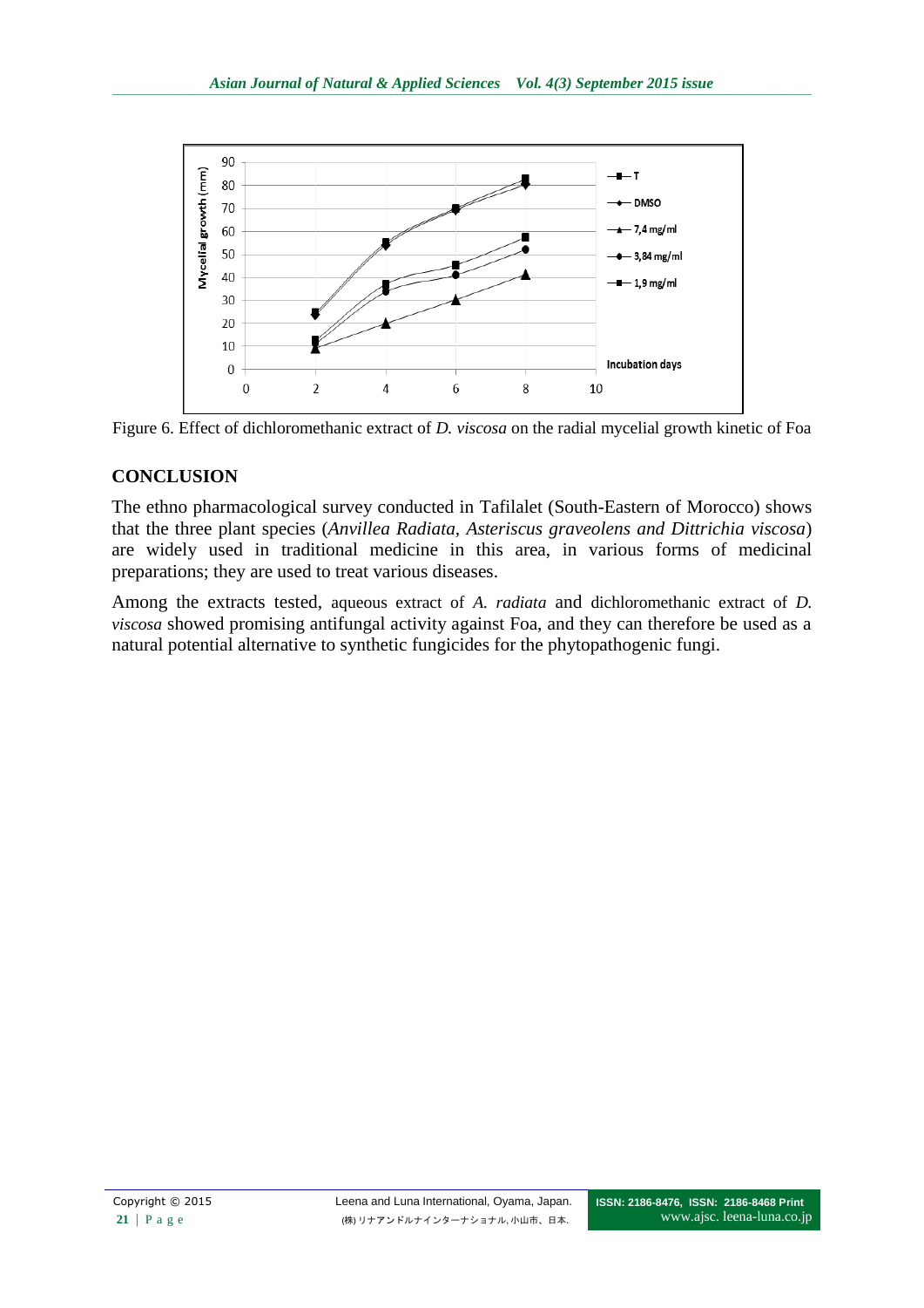Figure 6. Effect of dichloromethanic extract of *D. viscosa* on the radial mycelial growth kinetic of Foa

## CONCLUSION

The ethno pharmacological survey conducted in Tafilalet (South-Eastern of Morocco) shows that the three plant species (*Anvillea Radiata, Asteriscus graveolens and Dittrichia viscosa*) are widely used in traditional medicine in this area, in various forms of medicinal preparations; they are used to treat various diseases.

Among the extracts tested, aqueous extract of *A. radiata* and dichloromethanic extract of *D. viscosa* showed promising antifungal activity against Foa, and they can therefore be used as a natural potential alternative to synthetic fungicides for the phytopathogenic fungi.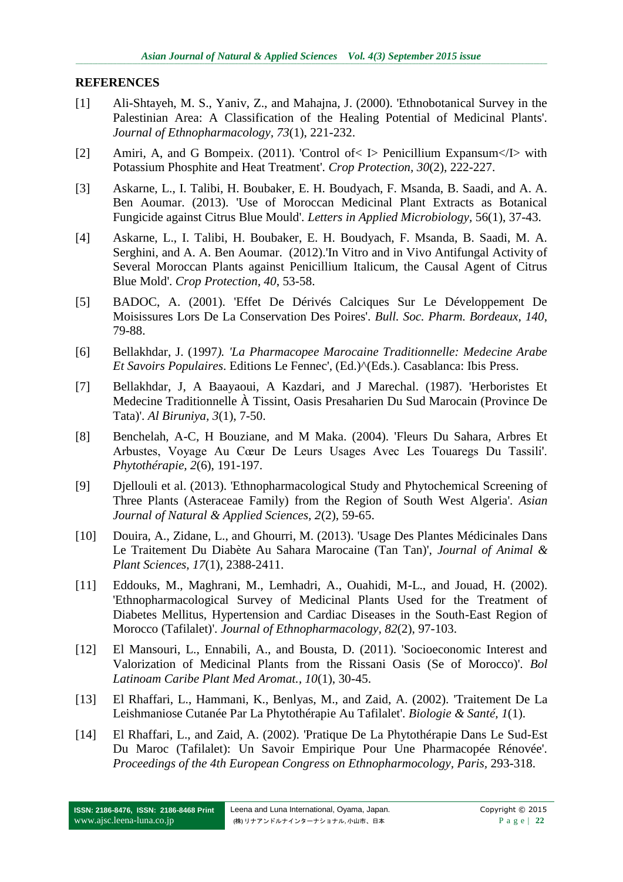## REFERENCES

[1] Ali-Shtayeh, M. S., Yaniv, Z., and Mahajna, J. (2000). 'Ethnobotanical Survey in the Palestinian Area: A Classification of the Healing Potential of Medicinal Plants'. *Journal of Ethnopharmacology, 73*(1), 221-232.

[2] Amiri, A, and G Bompeix. (2011). 'Control of< I> Penicillium Expansum</I> with Potassium Phosphite and Heat Treatment'. *Crop Protection, 30*(2), 222-227.

[3] Askarne, L., I. Talibi, H. Boubaker, E. H. Boudyach, F. Msanda, B. Saadi, and A. A. Ben Aoumar. (2013). 'Use of Moroccan Medicinal Plant Extracts as Botanical Fungicide against Citrus Blue Mould'. *Letters in Applied Microbiology*, 56(1), 37-43.

[4] Askarne, L., I. Talibi, H. Boubaker, E. H. Boudyach, F. Msanda, B. Saadi, M. A. Serghini, and A. A. Ben Aoumar. (2012).'In Vitro and in Vivo Antifungal Activity of Several Moroccan Plants against Penicillium Italicum, the Causal Agent of Citrus Blue Mold'. *Crop Protection, 40*, 53-58.

[5] BADOC, A. (2001). 'Effet De Dérivés Calciques Sur Le Développement De Moisissures Lors De La Conservation Des Poires'. *Bull. Soc. Pharm. Bordeaux, 140*, 79-88.

[6] Bellakhdar, J. (1997*). 'La Pharmacopee Marocaine Traditionnelle: Medecine Arabe Et Savoirs Populaires*. Editions Le Fennec', (Ed.)^(Eds.). Casablanca: Ibis Press.

[7] Bellakhdar, J, A Baayaoui, A Kazdari, and J Marechal. (1987). 'Herboristes Et Medecine Traditionnelle À Tissint, Oasis Presaharien Du Sud Marocain (Province De Tata)'. *Al Biruniya, 3*(1), 7-50.

[8] Benchelah, A-C, H Bouziane, and M Maka. (2004). 'Fleurs Du Sahara, Arbres Et Arbustes, Voyage Au Cœur De Leurs Usages Avec Les Touaregs Du Tassili'. *Phytothérapie, 2*(6), 191-197.

[9] Djellouli et al. (2013). 'Ethnopharmacological Study and Phytochemical Screening of Three Plants (Asteraceae Family) from the Region of South West Algeria'. *Asian Journal of Natural & Applied Sciences, 2*(2), 59-65.

[10] Douira, A., Zidane, L., and Ghourri, M. (2013). 'Usage Des Plantes Médicinales Dans Le Traitement Du Diabète Au Sahara Marocaine (Tan Tan)', *Journal of Animal & Plant Sciences, 17*(1), 2388-2411.

[11] Eddouks, M., Maghrani, M., Lemhadri, A., Ouahidi, M-L., and Jouad, H. (2002). 'Ethnopharmacological Survey of Medicinal Plants Used for the Treatment of Diabetes Mellitus, Hypertension and Cardiac Diseases in the South-East Region of Morocco (Tafilalet)'. *Journal of Ethnopharmacology, 82*(2), 97-103.

[12] El Mansouri, L., Ennabili, A., and Bousta, D. (2011). 'Socioeconomic Interest and Valorization of Medicinal Plants from the Rissani Oasis (Se of Morocco)'. *Bol Latinoam Caribe Plant Med Aromat., 10*(1), 30-45.

[13] El Rhaffari, L., Hammani, K., Benlyas, M., and Zaid, A. (2002). 'Traitement De La Leishmaniose Cutanée Par La Phytothérapie Au Tafilalet'. *Biologie & Santé, 1*(1).

[14] El Rhaffari, L., and Zaid, A. (2002). 'Pratique De La Phytothérapie Dans Le Sud-Est Du Maroc (Tafilalet): Un Savoir Empirique Pour Une Pharmacopée Rénovée'. *Proceedings of the 4th European Congress on Ethnopharmocology, Paris*, 293-318.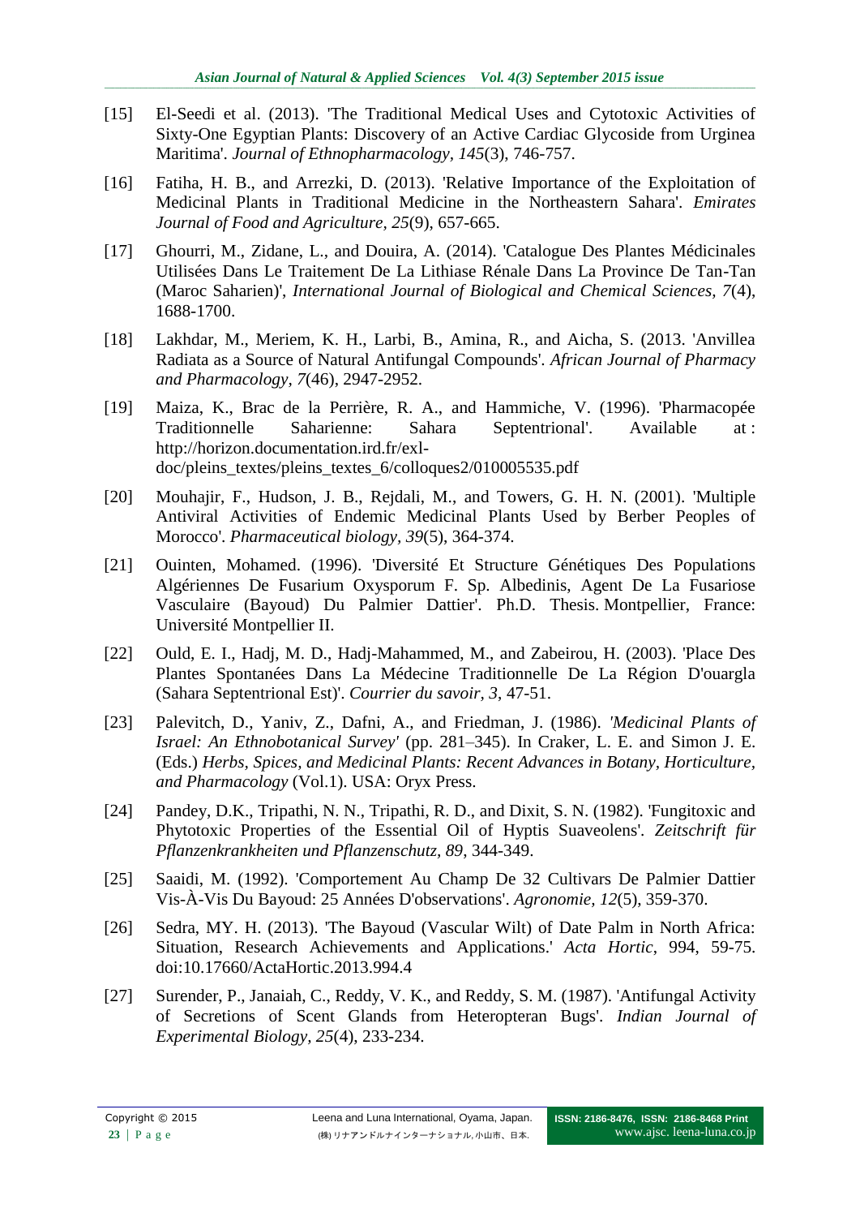[15] El-Seedi et al. (2013). 'The Traditional Medical Uses and Cytotoxic Activities of Sixty-One Egyptian Plants: Discovery of an Active Cardiac Glycoside from Urginea Maritima'. *Journal of Ethnopharmacology*, *145*(3), 746-757.

[16] Fatiha, H. B., and Arrezki, D. (2013). 'Relative Importance of the Exploitation of Medicinal Plants in Traditional Medicine in the Northeastern Sahara'. *Emirates Journal of Food and Agriculture*, *25*(9), 657-665.

[17] Ghourri, M., Zidane, L., and Douira, A. (2014). 'Catalogue Des Plantes Médicinales Utilisées Dans Le Traitement De La Lithiase Rénale Dans La Province De Tan-Tan (Maroc Saharien)', *International Journal of Biological and Chemical Sciences*, *7*(4), 1688-1700.

[18] Lakhdar, M., Meriem, K. H., Larbi, B., Amina, R., and Aicha, S. (2013. 'Anvillea Radiata as a Source of Natural Antifungal Compounds'. *African Journal of Pharmacy and Pharmacology*, *7*(46), 2947-2952.

[19] Maiza, K., Brac de la Perrière, R. A., and Hammiche, V. (1996). 'Pharmacopée Traditionnelle Saharienne: Sahara Septentrional'. Available at : http://horizon.documentation.ird.fr/exl-doc/pleins_textes/pleins_textes_6/colloques2/010005535.pdf

[20] Mouhajir, F., Hudson, J. B., Rejdali, M., and Towers, G. H. N. (2001). 'Multiple Antiviral Activities of Endemic Medicinal Plants Used by Berber Peoples of Morocco'. *Pharmaceutical biology*, *39*(5), 364-374.

[21] Ouinten, Mohamed. (1996). 'Diversité Et Structure Génétiques Des Populations Algériennes De Fusarium Oxysporum F. Sp. Albedinis, Agent De La Fusariose Vasculaire (Bayoud) Du Palmier Dattier'. Ph.D. Thesis. Montpellier, France: Université Montpellier II.

[22] Ould, E. I., Hadj, M. D., Hadj-Mahammed, M., and Zabeirou, H. (2003). 'Place Des Plantes Spontanées Dans La Médecine Traditionnelle De La Région D'ouargla (Sahara Septentrional Est)'. *Courrier du savoir*, *3*, 47-51.

[23] Palevitch, D., Yaniv, Z., Dafni, A., and Friedman, J. (1986). *'Medicinal Plants of Israel: An Ethnobotanical Survey'* (pp. 281–345). In Craker, L. E. and Simon J. E. (Eds.) *Herbs, Spices, and Medicinal Plants: Recent Advances in Botany, Horticulture, and Pharmacology* (Vol.1). USA: Oryx Press.

[24] Pandey, D.K., Tripathi, N. N., Tripathi, R. D., and Dixit, S. N. (1982). 'Fungitoxic and Phytotoxic Properties of the Essential Oil of Hyptis Suaveolens'. *Zeitschrift für Pflanzenkrankheiten und Pflanzenschutz, 89*, 344-349.

[25] Saaidi, M. (1992). 'Comportement Au Champ De 32 Cultivars De Palmier Dattier Vis-À-Vis Du Bayoud: 25 Années D'observations'. *Agronomie, 12*(5), 359-370.

[26] Sedra, MY. H. (2013). 'The Bayoud (Vascular Wilt) of Date Palm in North Africa: Situation, Research Achievements and Applications.' *Acta Hortic*, 994, 59-75. doi:10.17660/ActaHortic.2013.994.4

[27] Surender, P., Janaiah, C., Reddy, V. K., and Reddy, S. M. (1987). 'Antifungal Activity of Secretions of Scent Glands from Heteropteran Bugs'. *Indian Journal of Experimental Biology*, *25*(4), 233-234.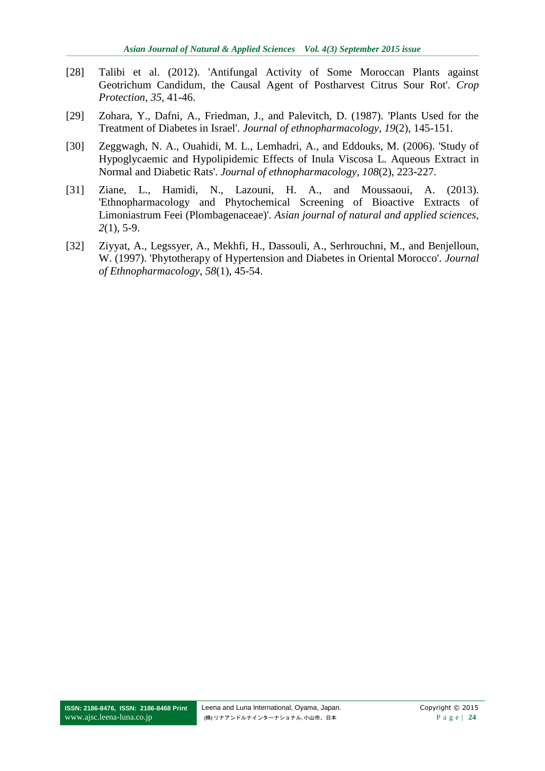[28] Talibi et al. (2012). 'Antifungal Activity of Some Moroccan Plants against Geotrichum Candidum, the Causal Agent of Postharvest Citrus Sour Rot'. *Crop Protection, 35,* 41-46.

[29] Zohara, Y., Dafni, A., Friedman, J., and Palevitch, D. (1987). 'Plants Used for the Treatment of Diabetes in Israel'. *Journal of ethnopharmacology, 19*(2), 145-151.

[30] Zeggwagh, N. A., Ouahidi, M. L., Lemhadri, A., and Eddouks, M. (2006). 'Study of Hypoglycaemic and Hypolipidemic Effects of Inula Viscosa L. Aqueous Extract in Normal and Diabetic Rats'. *Journal of ethnopharmacology, 108*(2), 223-227.

[31] Ziane, L., Hamidi, N., Lazouni, H. A., and Moussaoui, A. (2013). 'Ethnopharmacology and Phytochemical Screening of Bioactive Extracts of Limoniastrum Feei (Plombagenaceae)'. *Asian journal of natural and applied sciences, 2*(1), 5-9.

[32] Ziyyat, A., Legssyer, A., Mekhfi, H., Dassouli, A., Serhrouchni, M., and Benjelloun, W. (1997). 'Phytotherapy of Hypertension and Diabetes in Oriental Morocco'. *Journal of Ethnopharmacology, 58*(1), 45-54.